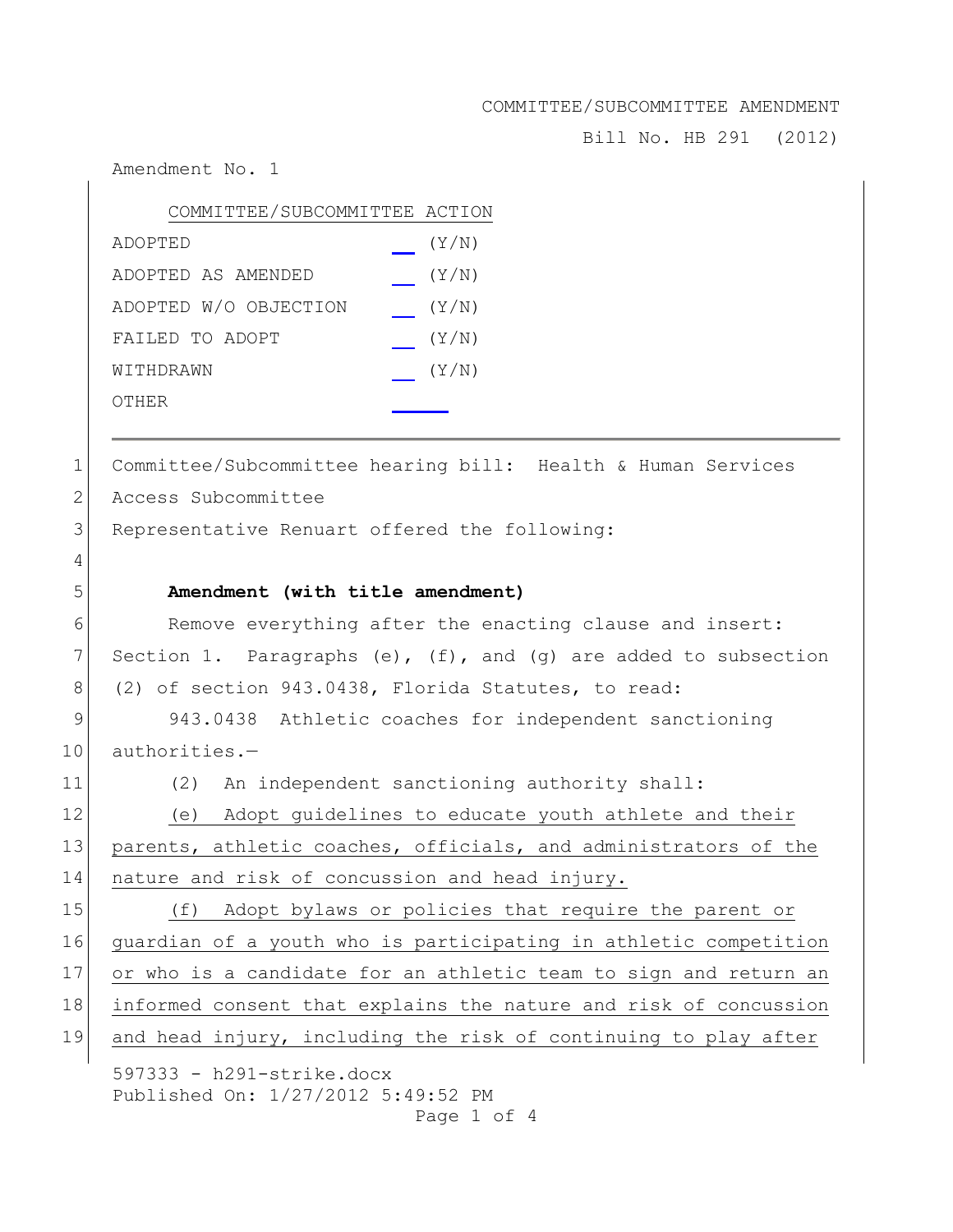COMMITTEE/SUBCOMMITTEE AMENDMENT

Bill No. HB 291 (2012)

Amendment No. 1

| COMMITTEE/SUBCOMMITTEE ACTION | |
|---|---|
| ADOPTED | ___ (Y/N) |
| ADOPTED AS AMENDED | ___ (Y/N) |
| ADOPTED W/O OBJECTION | ___ (Y/N) |
| FAILED TO ADOPT | ___ (Y/N) |
| WITHDRAWN | ___ (Y/N) |
| OTHER | ______ |

---

1 Committee/Subcommittee hearing bill: Health & Human Services
2 Access Subcommittee
3 Representative Renuart offered the following:
4
5 **Amendment (with title amendment)**
6 Remove everything after the enacting clause and insert:
7 Section 1. Paragraphs (e), (f), and (g) are added to subsection
8 (2) of section 943.0438, Florida Statutes, to read:
9 943.0438 Athletic coaches for independent sanctioning
10 authorities.—
11 (2) An independent sanctioning authority shall:
12 <u>(e) Adopt guidelines to educate youth athlete and their</u>
13 <u>parents, athletic coaches, officials, and administrators of the</u>
14 <u>nature and risk of concussion and head injury.</u>
15 <u>(f) Adopt bylaws or policies that require the parent or</u>
16 <u>guardian of a youth who is participating in athletic competition</u>
17 <u>or who is a candidate for an athletic team to sign and return an</u>
18 <u>informed consent that explains the nature and risk of concussion</u>
19 <u>and head injury, including the risk of continuing to play after</u>

597333 - h291-strike.docx
Published On: 1/27/2012 5:49:52 PM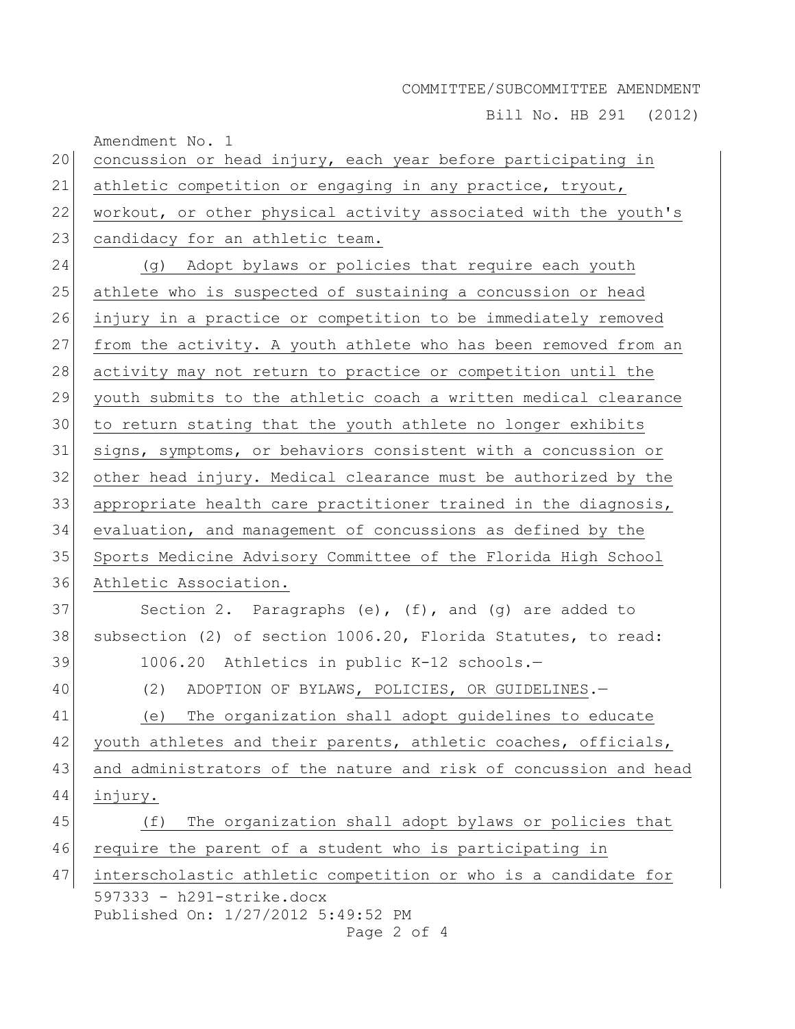concussion or head injury, each year before participating in athletic competition or engaging in any practice, tryout, workout, or other physical activity associated with the youth's candidacy for an athletic team.

(g) Adopt bylaws or policies that require each youth athlete who is suspected of sustaining a concussion or head injury in a practice or competition to be immediately removed from the activity. A youth athlete who has been removed from an activity may not return to practice or competition until the youth submits to the athletic coach a written medical clearance to return stating that the youth athlete no longer exhibits signs, symptoms, or behaviors consistent with a concussion or other head injury. Medical clearance must be authorized by the appropriate health care practitioner trained in the diagnosis, evaluation, and management of concussions as defined by the Sports Medicine Advisory Committee of the Florida High School Athletic Association.

Section 2. Paragraphs (e), (f), and (g) are added to subsection (2) of section 1006.20, Florida Statutes, to read:

1006.20 Athletics in public K-12 schools.—

(2) ADOPTION OF BYLAWS, POLICIES, OR GUIDELINES.—

(e) The organization shall adopt guidelines to educate youth athletes and their parents, athletic coaches, officials, and administrators of the nature and risk of concussion and head injury.

(f) The organization shall adopt bylaws or policies that require the parent of a student who is participating in interscholastic athletic competition or who is a candidate for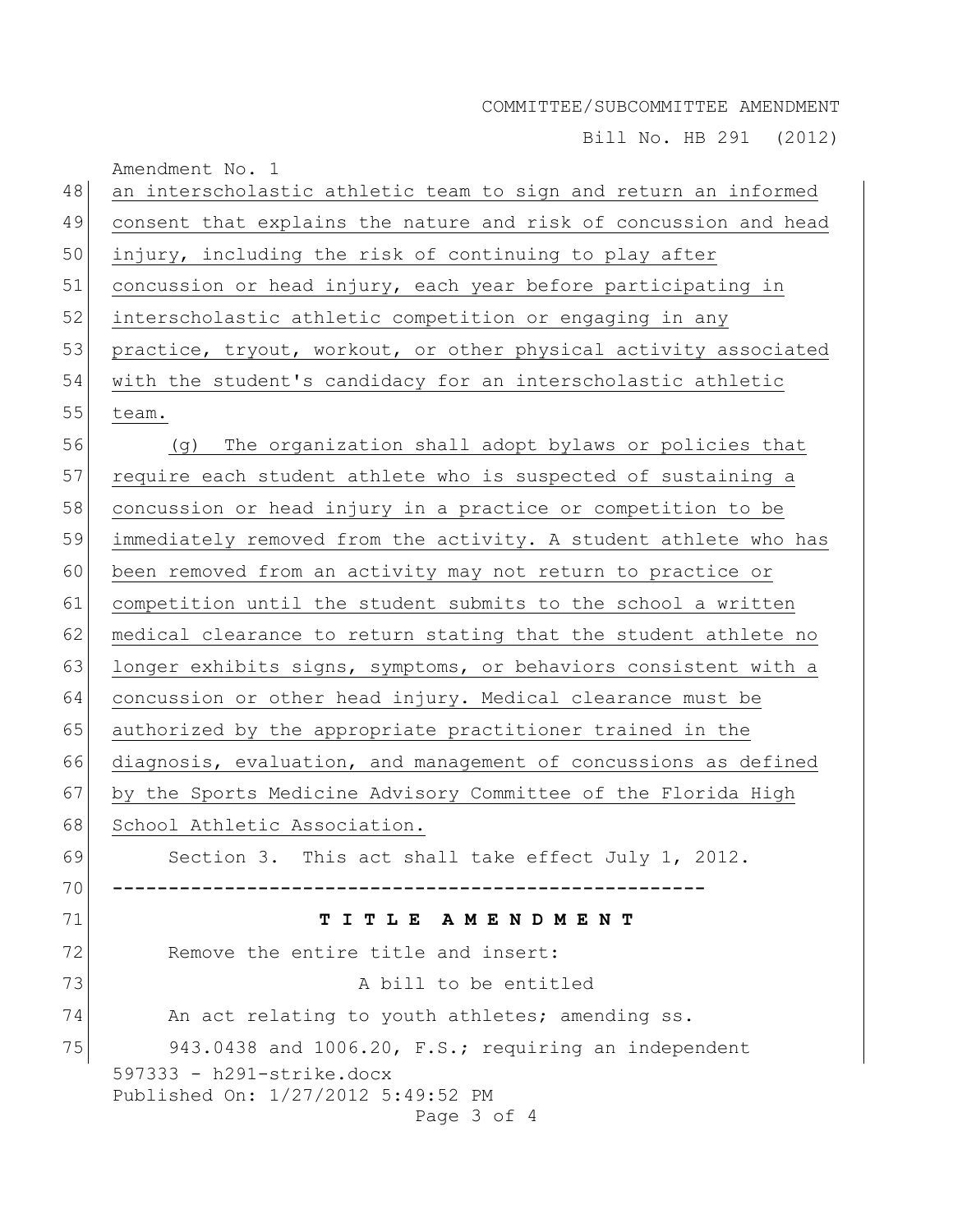Amendment No. 1

an interscholastic athletic team to sign and return an informed consent that explains the nature and risk of concussion and head injury, including the risk of continuing to play after concussion or head injury, each year before participating in interscholastic athletic competition or engaging in any practice, tryout, workout, or other physical activity associated with the student's candidacy for an interscholastic athletic team.

(g) The organization shall adopt bylaws or policies that require each student athlete who is suspected of sustaining a concussion or head injury in a practice or competition to be immediately removed from the activity. A student athlete who has been removed from an activity may not return to practice or competition until the student submits to the school a written medical clearance to return stating that the student athlete no longer exhibits signs, symptoms, or behaviors consistent with a concussion or other head injury. Medical clearance must be authorized by the appropriate practitioner trained in the diagnosis, evaluation, and management of concussions as defined by the Sports Medicine Advisory Committee of the Florida High School Athletic Association.

Section 3. This act shall take effect July 1, 2012.

-----------------------------------------------------

**T I T L E A M E N D M E N T**

Remove the entire title and insert:

A bill to be entitled

An act relating to youth athletes; amending ss. 943.0438 and 1006.20, F.S.; requiring an independent

597333 - h291-strike.docx
Published On: 1/27/2012 5:49:52 PM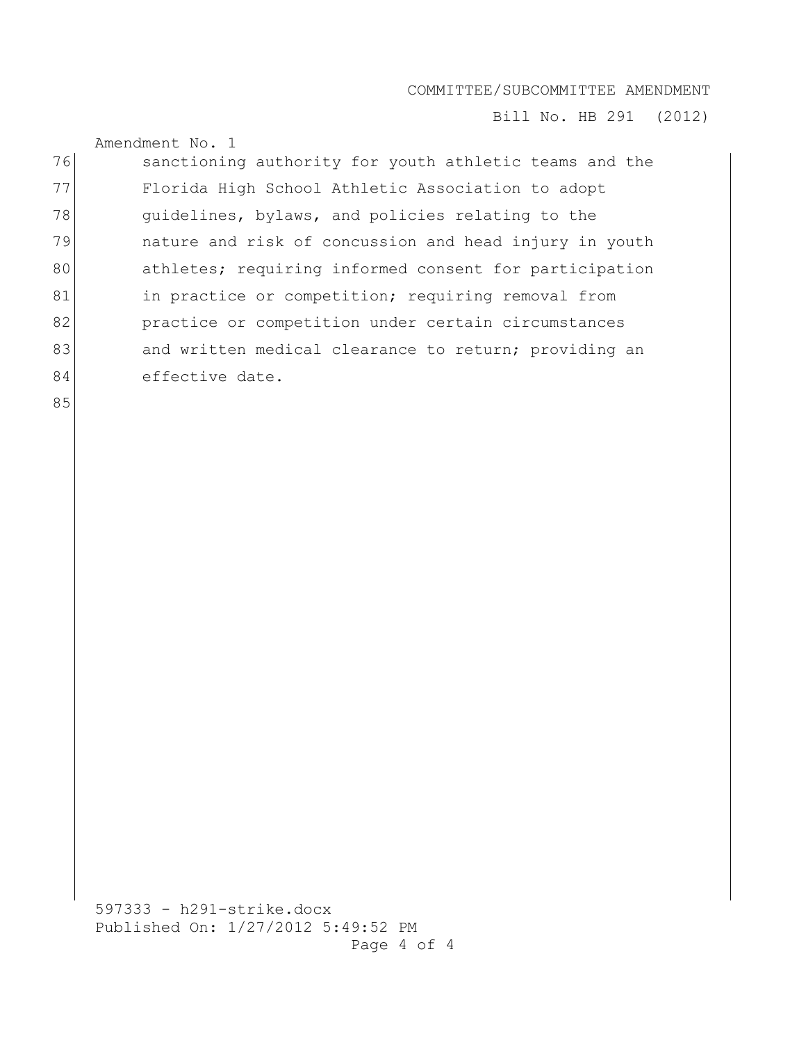sanctioning authority for youth athletic teams and the Florida High School Athletic Association to adopt guidelines, bylaws, and policies relating to the nature and risk of concussion and head injury in youth athletes; requiring informed consent for participation in practice or competition; requiring removal from practice or competition under certain circumstances and written medical clearance to return; providing an effective date.